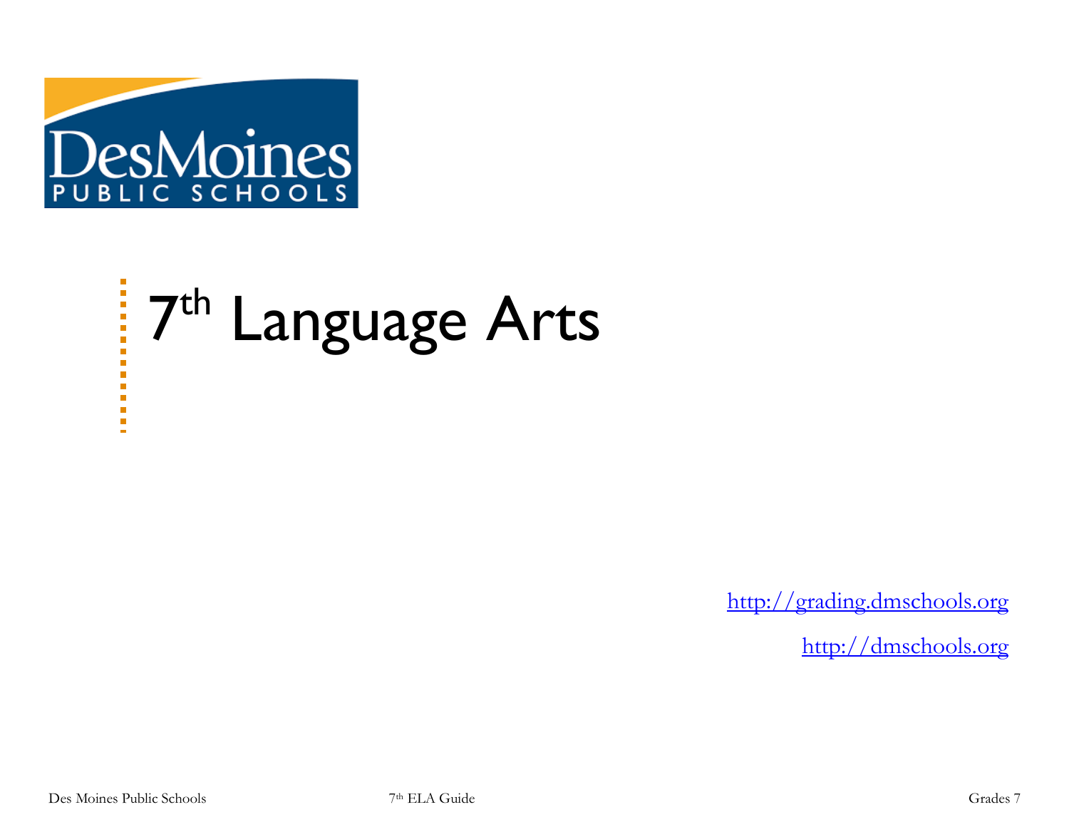Des Moines PUBLIC SCHOOLS

# 7th Language Arts

http://grading.dmschools.org

http://dmschools.org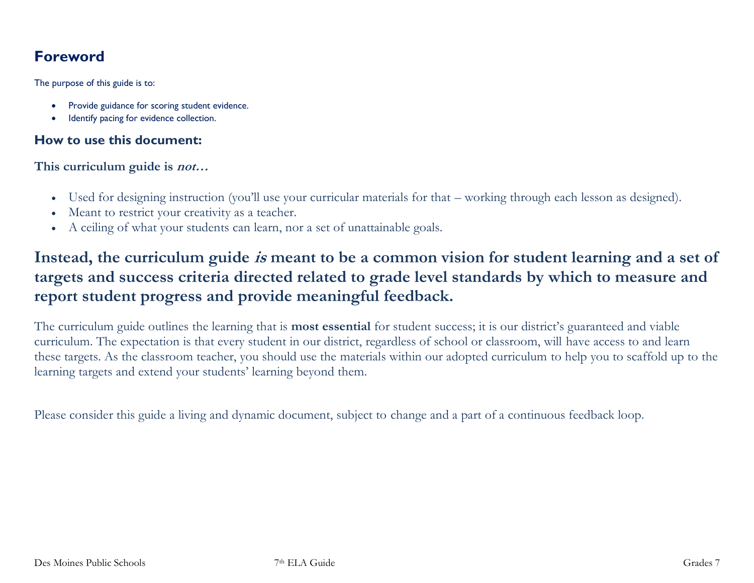## Foreword

The purpose of this guide is to:

- Provide guidance for scoring student evidence.
- Identify pacing for evidence collection.

### How to use this document:

**This curriculum guide is *not…***

- Used for designing instruction (you'll use your curricular materials for that – working through each lesson as designed).
- Meant to restrict your creativity as a teacher.
- A ceiling of what your students can learn, nor a set of unattainable goals.

## Instead, the curriculum guide *is* meant to be a common vision for student learning and a set of targets and success criteria directed related to grade level standards by which to measure and report student progress and provide meaningful feedback.

The curriculum guide outlines the learning that is **most essential** for student success; it is our district's guaranteed and viable curriculum. The expectation is that every student in our district, regardless of school or classroom, will have access to and learn these targets. As the classroom teacher, you should use the materials within our adopted curriculum to help you to scaffold up to the learning targets and extend your students' learning beyond them.

Please consider this guide a living and dynamic document, subject to change and a part of a continuous feedback loop.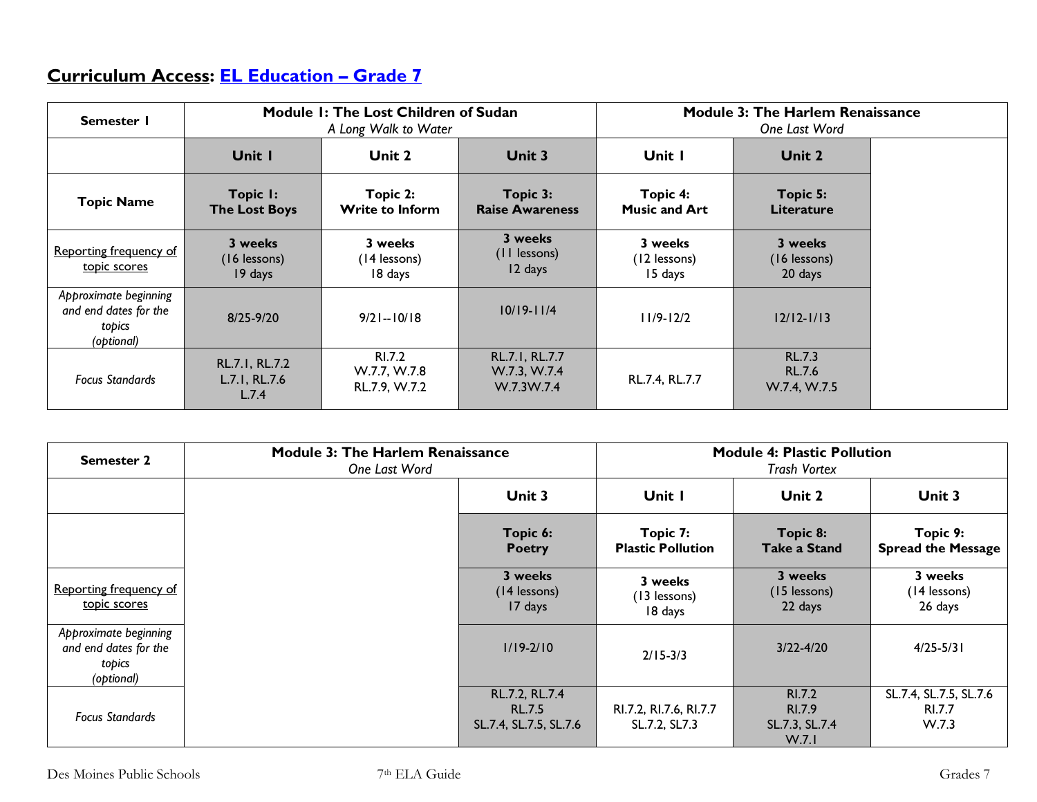## **Curriculum Access**: [EL Education – Grade 7]()

| Semester 1 | Module 1: The Lost Children of Sudan *A Long Walk to Water* | | | Module 3: The Harlem Renaissance *One Last Word* | | |
|---|---|---|---|---|---|---|
| | **Unit 1** | **Unit 2** | **Unit 3** | **Unit 1** | **Unit 2** | |
| **Topic Name** | **Topic 1: The Lost Boys** | **Topic 2: Write to Inform** | **Topic 3: Raise Awareness** | **Topic 4: Music and Art** | **Topic 5: Literature** | |
| Reporting frequency of topic scores | **3 weeks** (16 lessons) 19 days | **3 weeks** (14 lessons) 18 days | **3 weeks** (11 lessons) 12 days | **3 weeks** (12 lessons) 15 days | **3 weeks** (16 lessons) 20 days | |
| *Approximate beginning and end dates for the topics (optional)* | 8/25-9/20 | 9/21--10/18 | 10/19-11/4 | 11/9-12/2 | 12/12-1/13 | |
| *Focus Standards* | RL.7.1, RL.7.2 L.7.1, RL.7.6 L.7.4 | RI.7.2 W.7.7, W.7.8 RL.7.9, W.7.2 | RL.7.1, RL.7.7 W.7.3, W.7.4 W.7.3W.7.4 | RL.7.4, RL.7.7 | RL.7.3 RL.7.6 W.7.4, W.7.5 | |

| Semester 2 | Module 3: The Harlem Renaissance *One Last Word* | | | Module 4: Plastic Pollution *Trash Vortex* | | |
|---|---|---|---|---|---|---|
| | | | **Unit 3** | **Unit 1** | **Unit 2** | **Unit 3** |
| | | | **Topic 6: Poetry** | **Topic 7: Plastic Pollution** | **Topic 8: Take a Stand** | **Topic 9: Spread the Message** |
| Reporting frequency of topic scores | | | **3 weeks** (14 lessons) 17 days | **3 weeks** (13 lessons) 18 days | **3 weeks** (15 lessons) 22 days | **3 weeks** (14 lessons) 26 days |
| *Approximate beginning and end dates for the topics (optional)* | | | 1/19-2/10 | 2/15-3/3 | 3/22-4/20 | 4/25-5/31 |
| *Focus Standards* | | | RL.7.2, RL.7.4 RL.7.5 SL.7.4, SL.7.5, SL.7.6 | RI.7.2, RI.7.6, RI.7.7 SL.7.2, SL7.3 | RI.7.2 RI.7.9 SL.7.3, SL.7.4 W.7.1 | SL.7.4, SL.7.5, SL.7.6 RI.7.7 W.7.3 |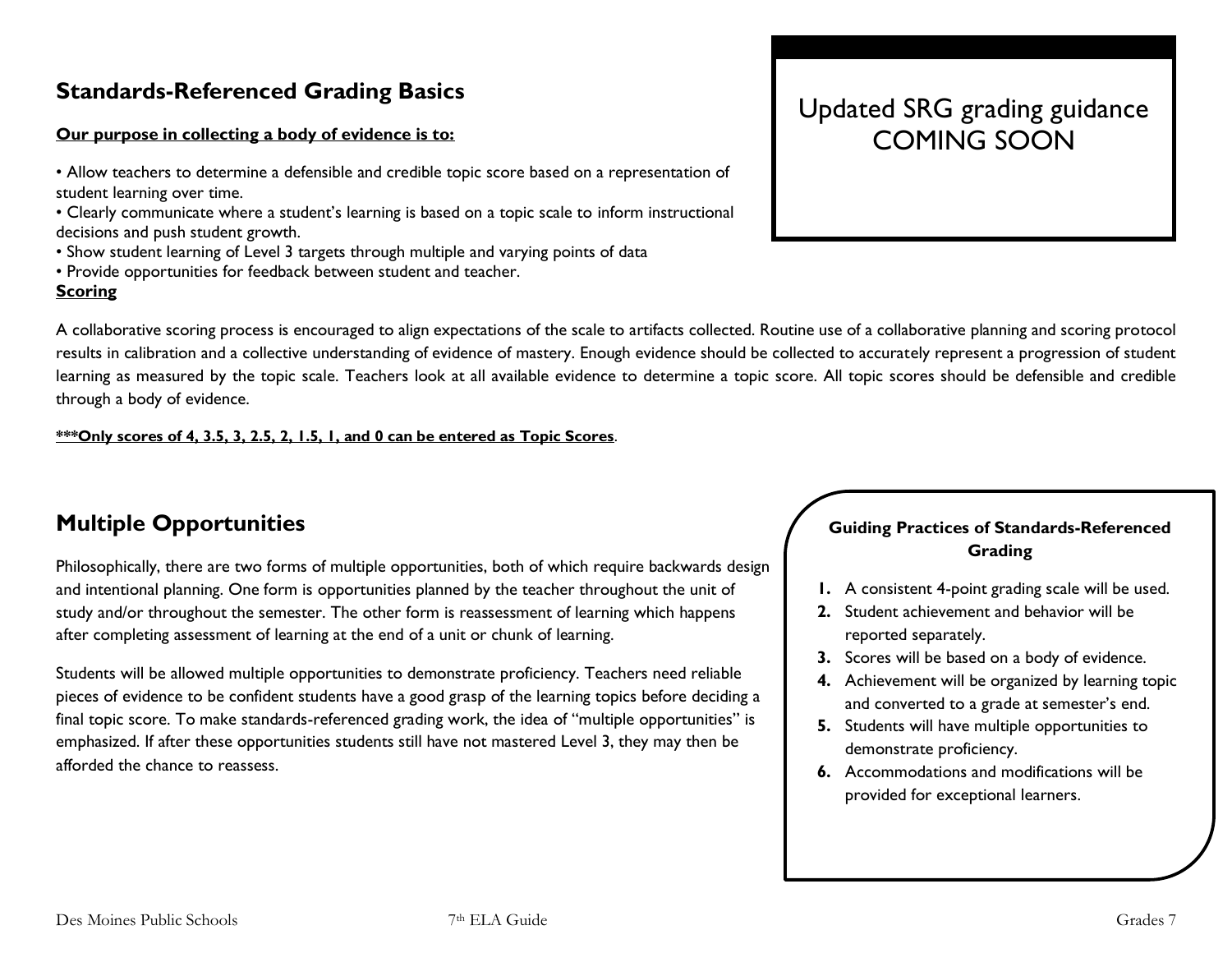## Standards-Referenced Grading Basics

**Our purpose in collecting a body of evidence is to:**

• Allow teachers to determine a defensible and credible topic score based on a representation of student learning over time.
• Clearly communicate where a student's learning is based on a topic scale to inform instructional decisions and push student growth.
• Show student learning of Level 3 targets through multiple and varying points of data
• Provide opportunities for feedback between student and teacher.

**Scoring**

A collaborative scoring process is encouraged to align expectations of the scale to artifacts collected. Routine use of a collaborative planning and scoring protocol results in calibration and a collective understanding of evidence of mastery. Enough evidence should be collected to accurately represent a progression of student learning as measured by the topic scale. Teachers look at all available evidence to determine a topic score. All topic scores should be defensible and credible through a body of evidence.

**\*\*\*Only scores of 4, 3.5, 3, 2.5, 2, 1.5, 1, and 0 can be entered as Topic Scores**.

Updated SRG grading guidance COMING SOON

## Multiple Opportunities

Philosophically, there are two forms of multiple opportunities, both of which require backwards design and intentional planning. One form is opportunities planned by the teacher throughout the unit of study and/or throughout the semester. The other form is reassessment of learning which happens after completing assessment of learning at the end of a unit or chunk of learning.

Students will be allowed multiple opportunities to demonstrate proficiency. Teachers need reliable pieces of evidence to be confident students have a good grasp of the learning topics before deciding a final topic score. To make standards-referenced grading work, the idea of "multiple opportunities" is emphasized. If after these opportunities students still have not mastered Level 3, they may then be afforded the chance to reassess.

**Guiding Practices of Standards-Referenced Grading**

1. A consistent 4-point grading scale will be used.
2. Student achievement and behavior will be reported separately.
3. Scores will be based on a body of evidence.
4. Achievement will be organized by learning topic and converted to a grade at semester's end.
5. Students will have multiple opportunities to demonstrate proficiency.
6. Accommodations and modifications will be provided for exceptional learners.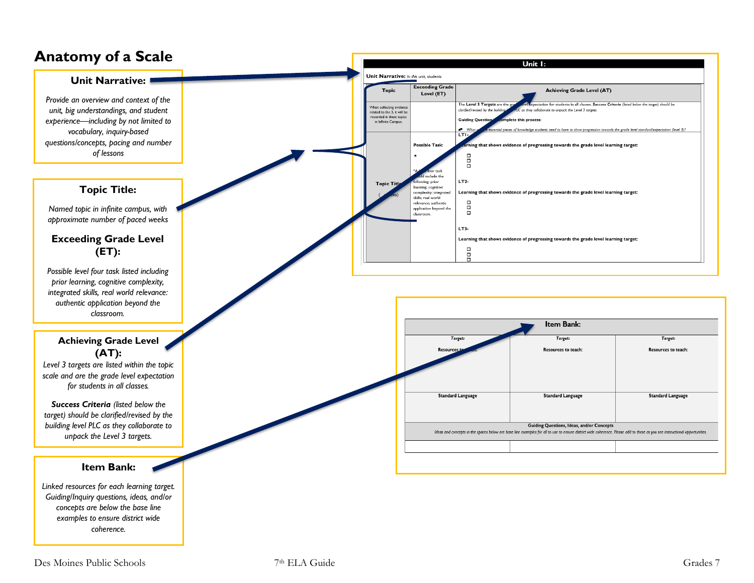# Anatomy of a Scale

### Unit Narrative:

*Provide an overview and context of the unit, big understandings, and student experience—including by not limited to vocabulary, inquiry-based questions/concepts, pacing and number of lessons*

### Topic Title:

*Named topic in infinite campus, with approximate number of paced weeks*

### Exceeding Grade Level (ET):

*Possible level four task listed including prior learning, cognitive complexity, integrated skills, real world relevance: authentic application beyond the classroom.*

### Achieving Grade Level (AT):

*Level 3 targets are listed within the topic scale and are the grade level expectation for students in all classes.*

***Success Criteria** (listed below the target) should be clarified/revised by the building level PLC as they collaborate to unpack the Level 3 targets.*

### Item Bank:

*Linked resources for each learning target. Guiding/Inquiry questions, ideas, and/or concepts are below the base line examples to ensure district wide coherence.*

| Unit 1: | | |
|---|---|---|
| **Unit Narrative:** *In this unit, students* | | |
| **Topic** | **Exceeding Grade Level (ET)** | **Achieving Grade Level (AT)** |
| When collecting evidence related to the 3, it will be recorded in these topics in Infinite Campus. | | The **Level 3 Targets** are the grade level expectation for students in all classes. ***Success Criteria*** *(listed below the target) should be clarified/revised by the building level PLC as they collaborate to unpack the Level 3 targets.* **Guiding Questions to complete this process:** *What are the essential pieces of knowledge students need to have to show progression towards the grade level standard/expectation (level 3)?* |
| **Topic Title** ( weeks) | **Possible Task:** ★ *A level four task should include the following: prior learning; cognitive complexity; integrated skills; real world relevance; authentic application beyond the classroom. | **LT1-** **Learning that shows evidence of progressing towards the grade level learning target:** ☐ ☐ ☐ **LT2-** **Learning that shows evidence of progressing towards the grade level learning target:** ☐ ☐ ☐ **LT3-** **Learning that shows evidence of progressing towards the grade level learning target:** ☐ ☐ ☐ |

| Item Bank: | | |
|---|---|---|
| *Target:* Resources to teach: | *Target:* Resources to teach: | *Target:* Resources to teach: |
| Standard Language | Standard Language | Standard Language |
| **Guiding Questions, Ideas, and/or Concepts** *Ideas and concepts in the spaces below are base line examples for all to use to ensure district wide coherence. Please add to these as you see instructional opportunities.* | | |
| | | |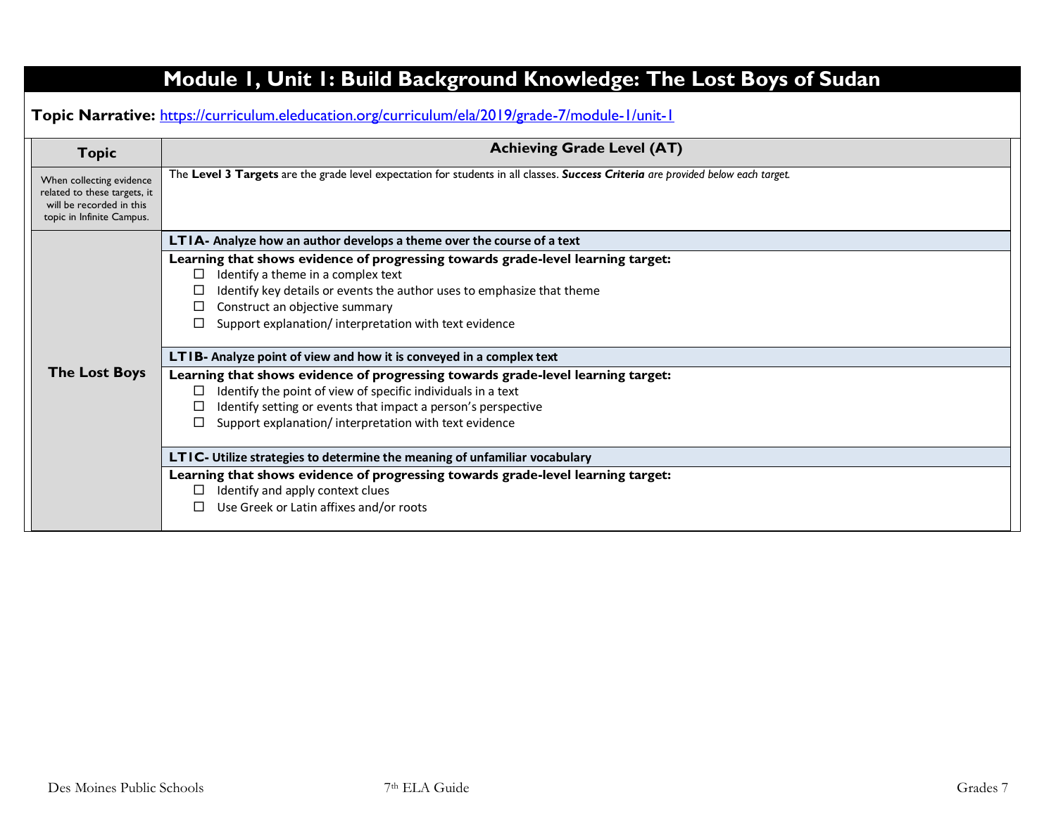# Module 1, Unit 1: Build Background Knowledge: The Lost Boys of Sudan

**Topic Narrative:** [https://curriculum.eleducation.org/curriculum/ela/2019/grade-7/module-1/unit-1](https://curriculum.eleducation.org/curriculum/ela/2019/grade-7/module-1/unit-1)

| Topic | Achieving Grade Level (AT) |
|---|---|
| When collecting evidence related to these targets, it will be recorded in this topic in Infinite Campus. | The **Level 3 Targets** are the grade level expectation for students in all classes. ***Success Criteria*** *are provided below each target.* |
| **The Lost Boys** | **LT1A- Analyze how an author develops a theme over the course of a text** |
| | **Learning that shows evidence of progressing towards grade-level learning target:**<br>☐ Identify a theme in a complex text<br>☐ Identify key details or events the author uses to emphasize that theme<br>☐ Construct an objective summary<br>☐ Support explanation/ interpretation with text evidence |
| | **LT1B- Analyze point of view and how it is conveyed in a complex text** |
| | **Learning that shows evidence of progressing towards grade-level learning target:**<br>☐ Identify the point of view of specific individuals in a text<br>☐ Identify setting or events that impact a person's perspective<br>☐ Support explanation/ interpretation with text evidence |
| | **LT1C- Utilize strategies to determine the meaning of unfamiliar vocabulary** |
| | **Learning that shows evidence of progressing towards grade-level learning target:**<br>☐ Identify and apply context clues<br>☐ Use Greek or Latin affixes and/or roots |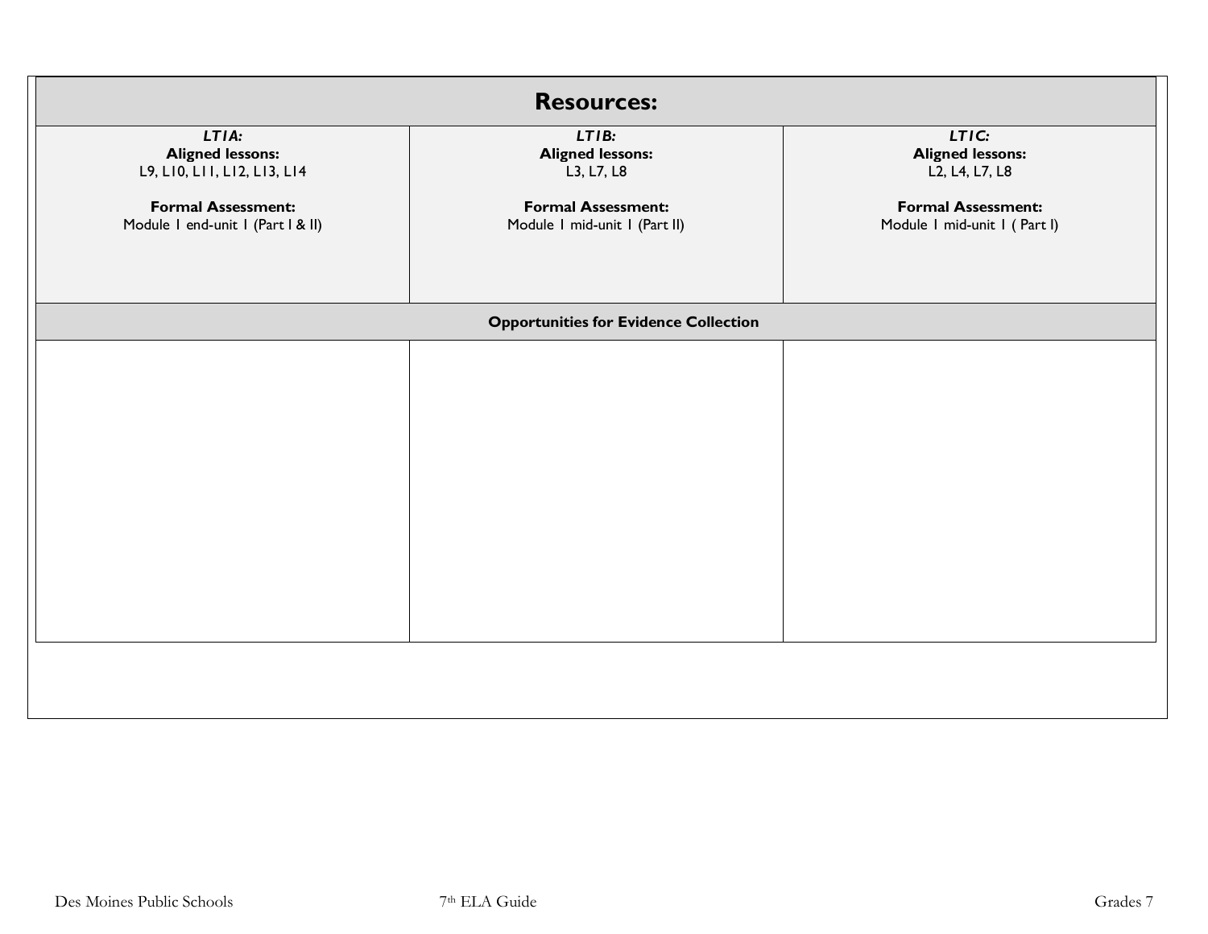| Resources: | | |
|---|---|---|
| ***LT1A:***<br>**Aligned lessons:**<br>L9, L10, L11, L12, L13, L14<br><br>**Formal Assessment:**<br>Module 1 end-unit 1 (Part I & II) | ***LT1B:***<br>**Aligned lessons:**<br>L3, L7, L8<br><br>**Formal Assessment:**<br>Module 1 mid-unit 1 (Part II) | ***LT1C:***<br>**Aligned lessons:**<br>L2, L4, L7, L8<br><br>**Formal Assessment:**<br>Module 1 mid-unit 1 ( Part I) |
| **Opportunities for Evidence Collection** | | |
| | | |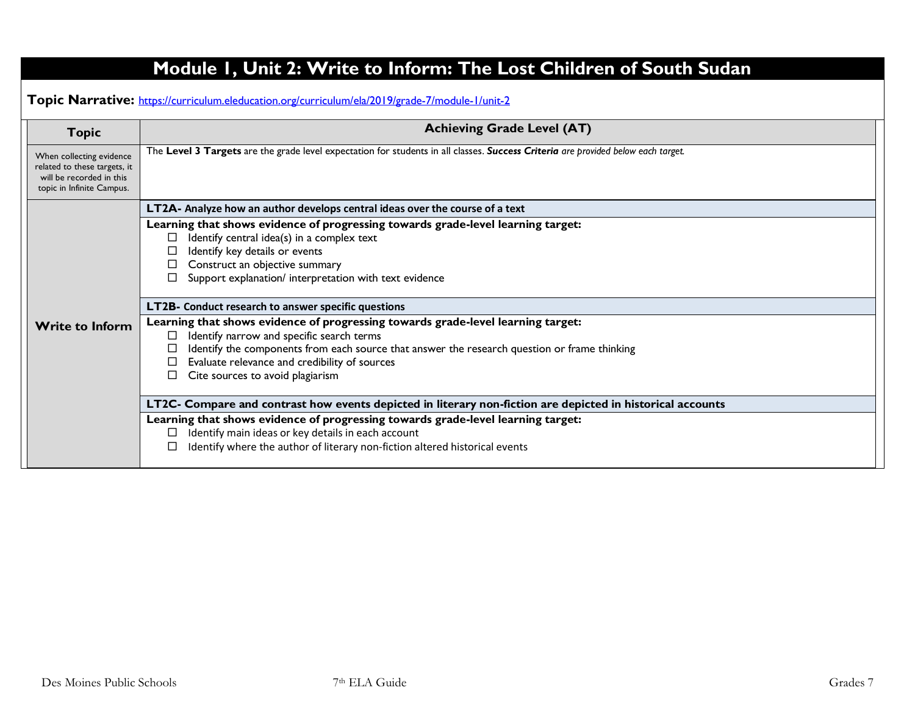# Module 1, Unit 2: Write to Inform: The Lost Children of South Sudan

**Topic Narrative:** https://curriculum.eleducation.org/curriculum/ela/2019/grade-7/module-1/unit-2

| Topic | Achieving Grade Level (AT) |
|---|---|
| When collecting evidence related to these targets, it will be recorded in this topic in Infinite Campus. | The **Level 3 Targets** are the grade level expectation for students in all classes. ***Success Criteria*** *are provided below each target.* |
| **Write to Inform** | **LT2A- Analyze how an author develops central ideas over the course of a text**<br><br>**Learning that shows evidence of progressing towards grade-level learning target:**<br>☐ Identify central idea(s) in a complex text<br>☐ Identify key details or events<br>☐ Construct an objective summary<br>☐ Support explanation/ interpretation with text evidence<br><br>**LT2B- Conduct research to answer specific questions**<br><br>**Learning that shows evidence of progressing towards grade-level learning target:**<br>☐ Identify narrow and specific search terms<br>☐ Identify the components from each source that answer the research question or frame thinking<br>☐ Evaluate relevance and credibility of sources<br>☐ Cite sources to avoid plagiarism<br><br>**LT2C- Compare and contrast how events depicted in literary non-fiction are depicted in historical accounts**<br><br>**Learning that shows evidence of progressing towards grade-level learning target:**<br>☐ Identify main ideas or key details in each account<br>☐ Identify where the author of literary non-fiction altered historical events |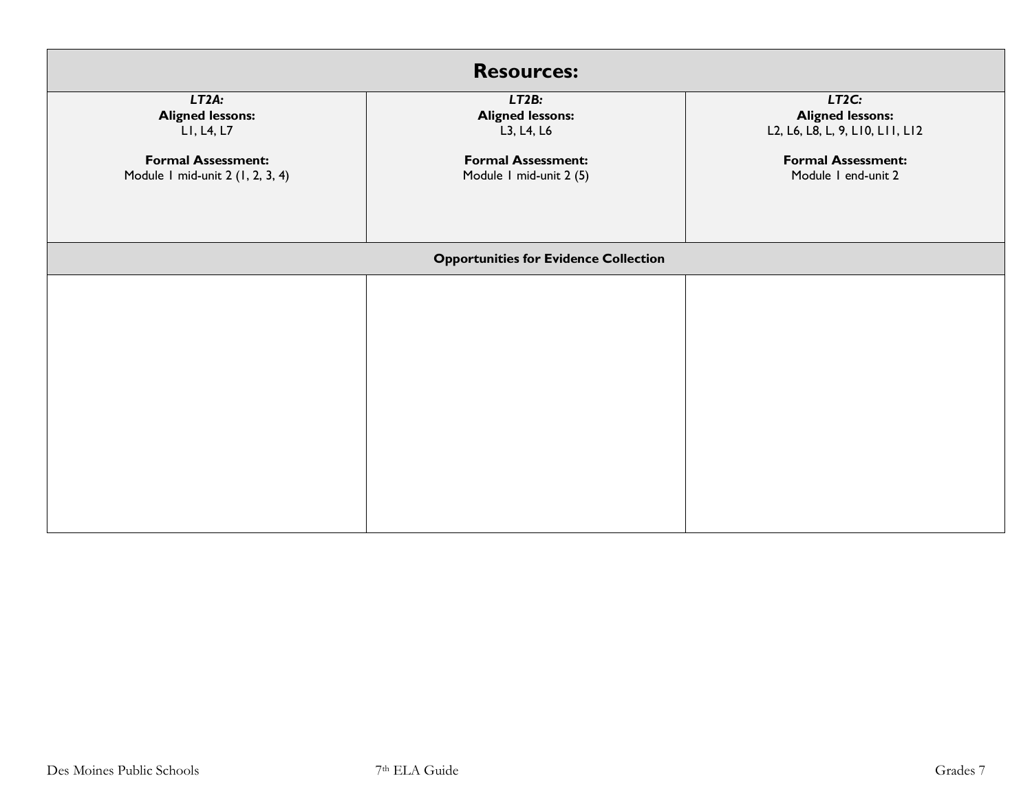| Resources: | | |
|---|---|---|
| ***LT2A:*** **Aligned lessons:** L1, L4, L7 **Formal Assessment:** Module 1 mid-unit 2 (1, 2, 3, 4) | ***LT2B:*** **Aligned lessons:** L3, L4, L6 **Formal Assessment:** Module 1 mid-unit 2 (5) | ***LT2C:*** **Aligned lessons:** L2, L6, L8, L, 9, L10, L11, L12 **Formal Assessment:** Module 1 end-unit 2 |
| **Opportunities for Evidence Collection** | | |
| | | |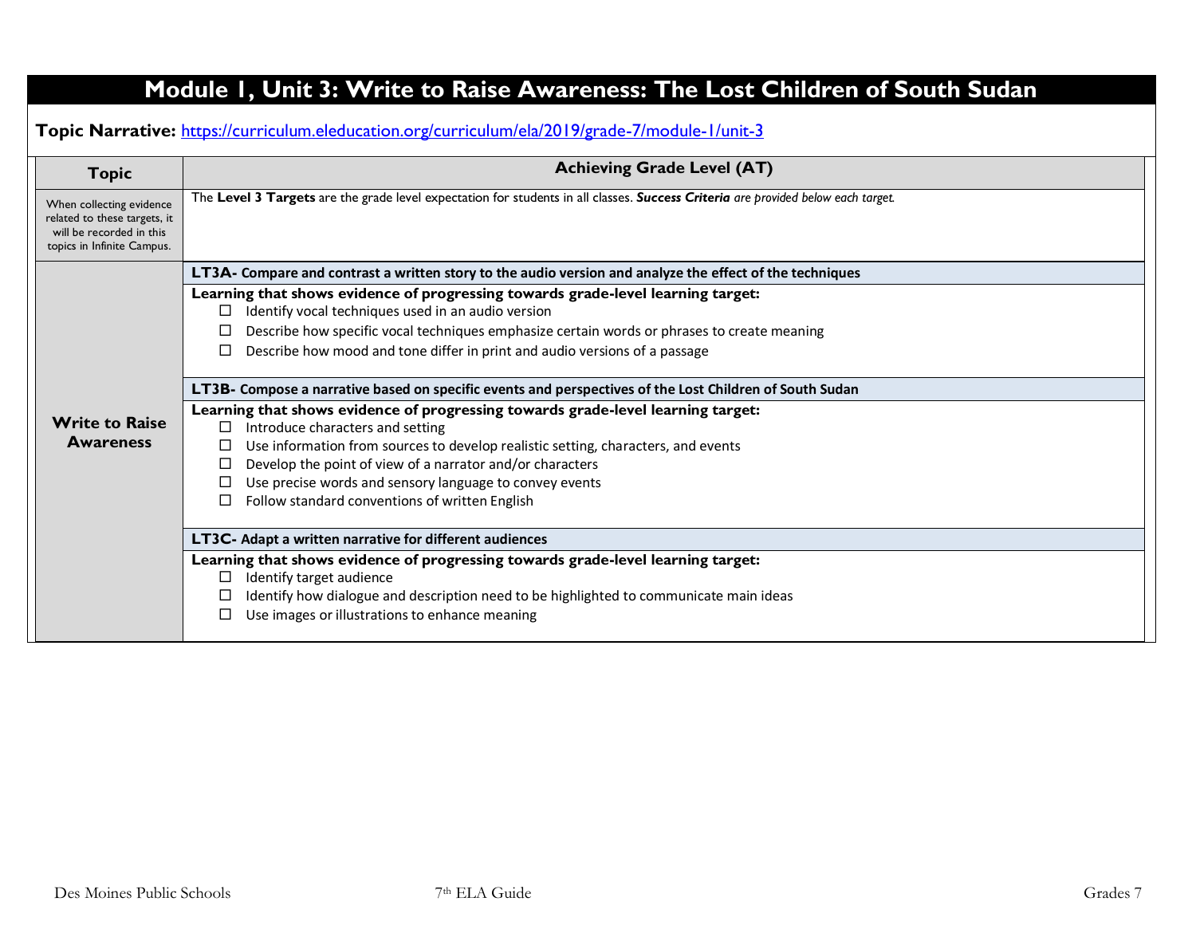# Module 1, Unit 3: Write to Raise Awareness: The Lost Children of South Sudan

**Topic Narrative:** [https://curriculum.eleducation.org/curriculum/ela/2019/grade-7/module-1/unit-3](https://curriculum.eleducation.org/curriculum/ela/2019/grade-7/module-1/unit-3)

| Topic | Achieving Grade Level (AT) |
|---|---|
| When collecting evidence related to these targets, it will be recorded in this topics in Infinite Campus. | The **Level 3 Targets** are the grade level expectation for students in all classes. ***Success Criteria*** *are provided below each target.* |
| **Write to Raise Awareness** | **LT3A- Compare and contrast a written story to the audio version and analyze the effect of the techniques**<br>**Learning that shows evidence of progressing towards grade-level learning target:**<br>☐ Identify vocal techniques used in an audio version<br>☐ Describe how specific vocal techniques emphasize certain words or phrases to create meaning<br>☐ Describe how mood and tone differ in print and audio versions of a passage<br><br>**LT3B- Compose a narrative based on specific events and perspectives of the Lost Children of South Sudan**<br>**Learning that shows evidence of progressing towards grade-level learning target:**<br>☐ Introduce characters and setting<br>☐ Use information from sources to develop realistic setting, characters, and events<br>☐ Develop the point of view of a narrator and/or characters<br>☐ Use precise words and sensory language to convey events<br>☐ Follow standard conventions of written English<br><br>**LT3C- Adapt a written narrative for different audiences**<br>**Learning that shows evidence of progressing towards grade-level learning target:**<br>☐ Identify target audience<br>☐ Identify how dialogue and description need to be highlighted to communicate main ideas<br>☐ Use images or illustrations to enhance meaning |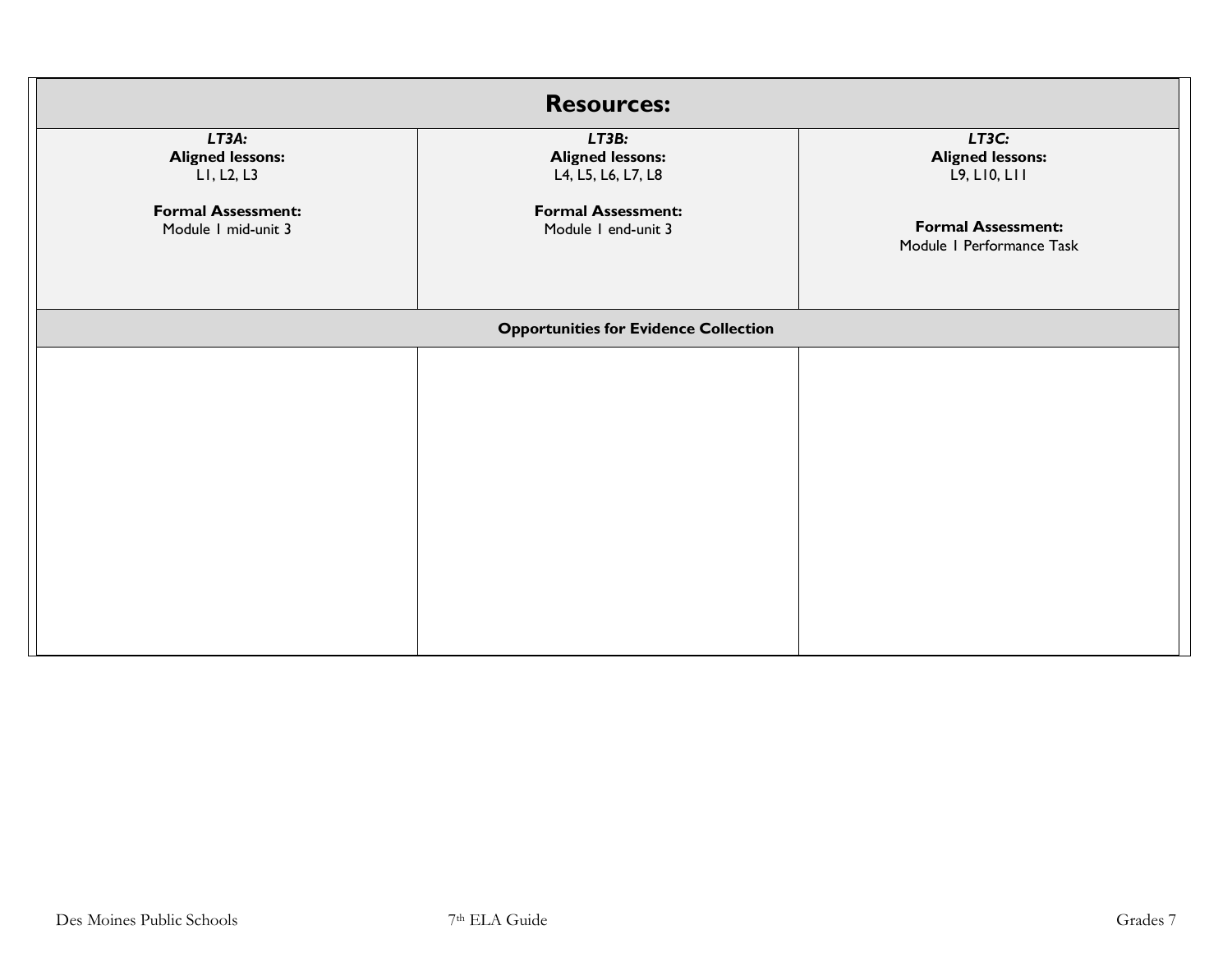| Resources: | | |
|---|---|---|
| ***LT3A:***<br>**Aligned lessons:**<br>L1, L2, L3<br><br>**Formal Assessment:**<br>Module 1 mid-unit 3 | ***LT3B:***<br>**Aligned lessons:**<br>L4, L5, L6, L7, L8<br><br>**Formal Assessment:**<br>Module 1 end-unit 3 | ***LT3C:***<br>**Aligned lessons:**<br>L9, L10, L11<br><br>**Formal Assessment:**<br>Module 1 Performance Task |
| **Opportunities for Evidence Collection** | | |
| | | |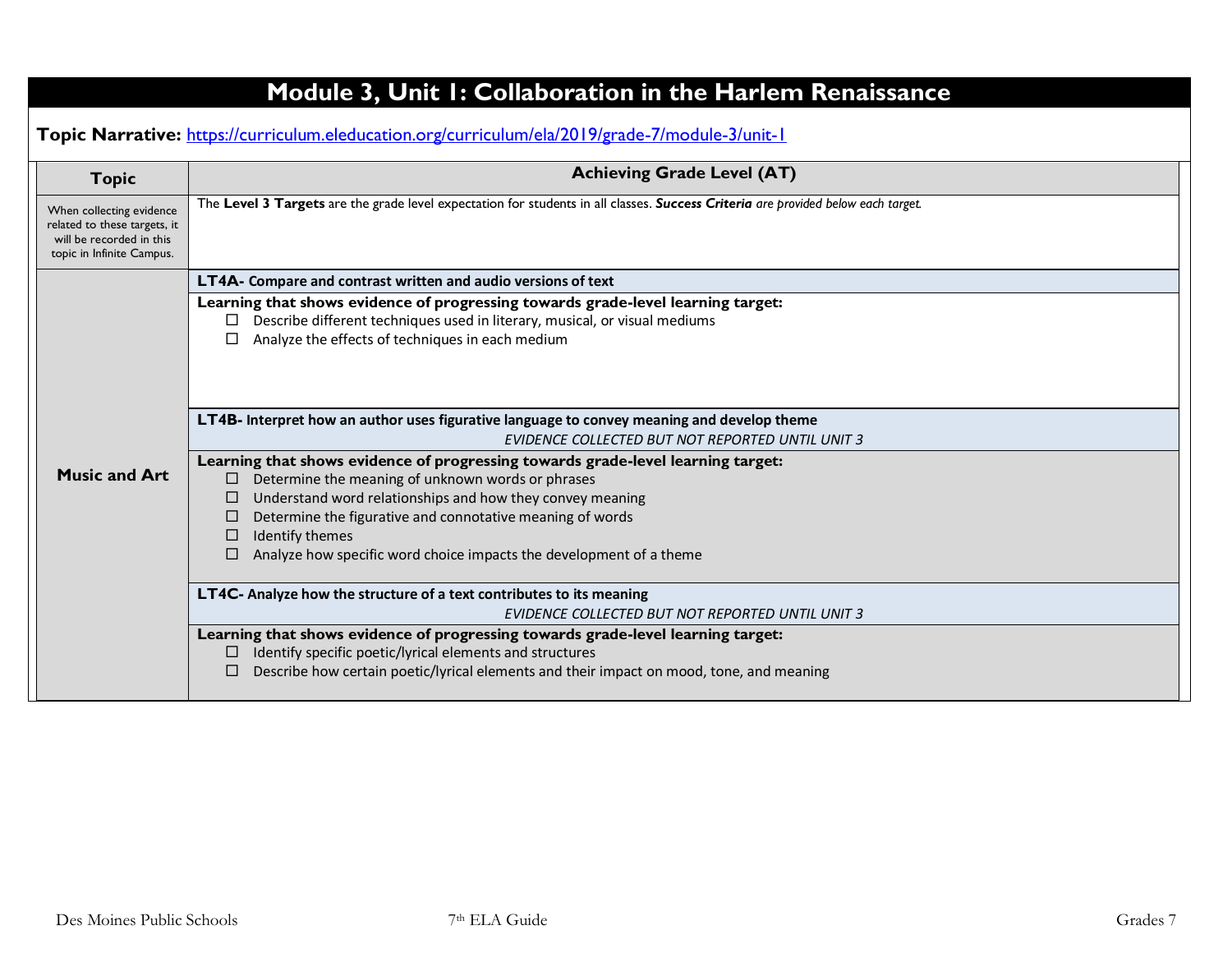# Module 3, Unit 1: Collaboration in the Harlem Renaissance

**Topic Narrative:** [https://curriculum.eleducation.org/curriculum/ela/2019/grade-7/module-3/unit-1](https://curriculum.eleducation.org/curriculum/ela/2019/grade-7/module-3/unit-1)

| Topic | Achieving Grade Level (AT) |
|---|---|
| When collecting evidence related to these targets, it will be recorded in this topic in Infinite Campus. | The **Level 3 Targets** are the grade level expectation for students in all classes. ***Success Criteria*** *are provided below each target.* |
| **Music and Art** | **LT4A- Compare and contrast written and audio versions of text** |
| | **Learning that shows evidence of progressing towards grade-level learning target:**<br>☐ Describe different techniques used in literary, musical, or visual mediums<br>☐ Analyze the effects of techniques in each medium |
| | **LT4B- Interpret how an author uses figurative language to convey meaning and develop theme**<br>*EVIDENCE COLLECTED BUT NOT REPORTED UNTIL UNIT 3* |
| | **Learning that shows evidence of progressing towards grade-level learning target:**<br>☐ Determine the meaning of unknown words or phrases<br>☐ Understand word relationships and how they convey meaning<br>☐ Determine the figurative and connotative meaning of words<br>☐ Identify themes<br>☐ Analyze how specific word choice impacts the development of a theme |
| | **LT4C- Analyze how the structure of a text contributes to its meaning**<br>*EVIDENCE COLLECTED BUT NOT REPORTED UNTIL UNIT 3* |
| | **Learning that shows evidence of progressing towards grade-level learning target:**<br>☐ Identify specific poetic/lyrical elements and structures<br>☐ Describe how certain poetic/lyrical elements and their impact on mood, tone, and meaning |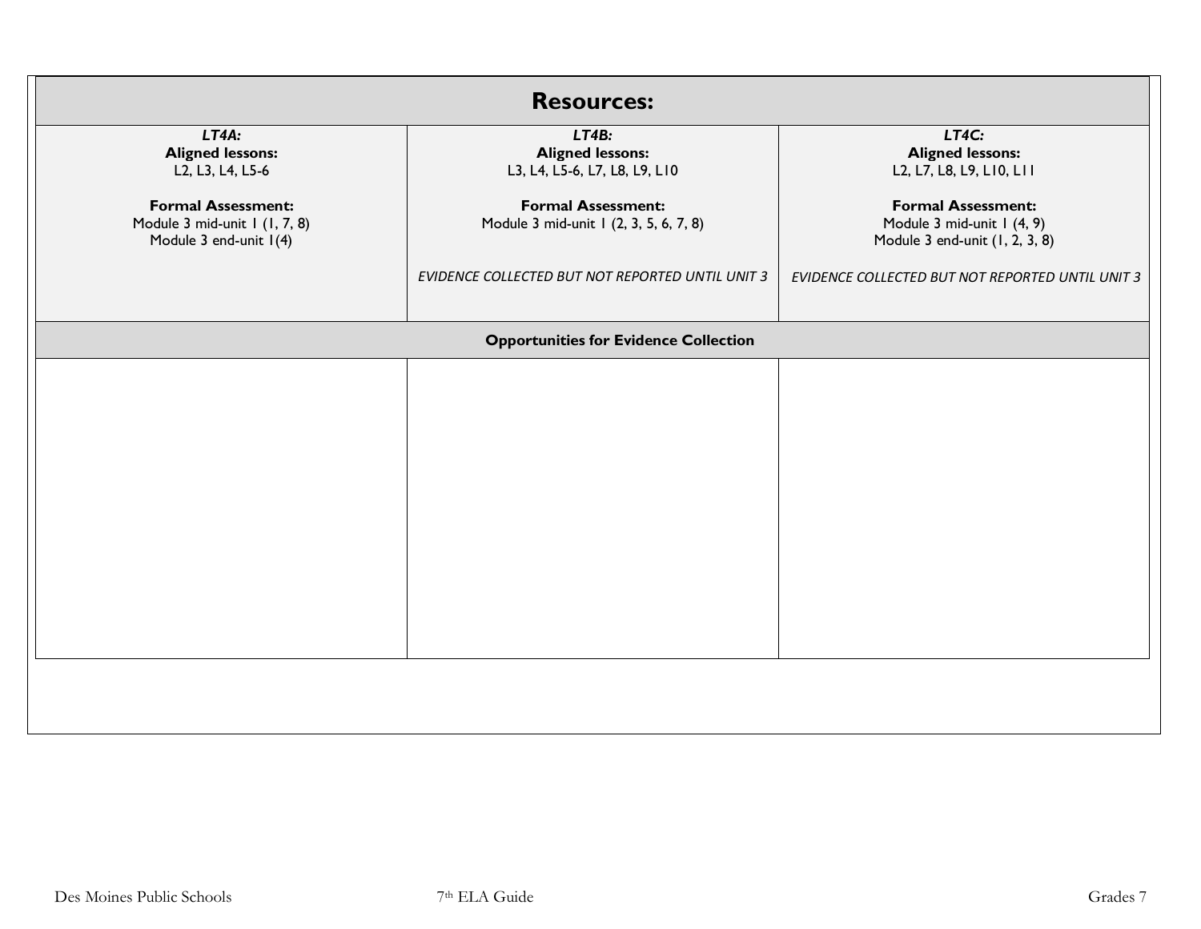| Resources: | | |
|---|---|---|
| ***LT4A:*** **Aligned lessons:** L2, L3, L4, L5-6 **Formal Assessment:** Module 3 mid-unit 1 (1, 7, 8) Module 3 end-unit 1(4) | ***LT4B:*** **Aligned lessons:** L3, L4, L5-6, L7, L8, L9, L10 **Formal Assessment:** Module 3 mid-unit 1 (2, 3, 5, 6, 7, 8) *EVIDENCE COLLECTED BUT NOT REPORTED UNTIL UNIT 3* | ***LT4C:*** **Aligned lessons:** L2, L7, L8, L9, L10, L11 **Formal Assessment:** Module 3 mid-unit 1 (4, 9) Module 3 end-unit (1, 2, 3, 8) *EVIDENCE COLLECTED BUT NOT REPORTED UNTIL UNIT 3* |
| **Opportunities for Evidence Collection** | | |
| | | |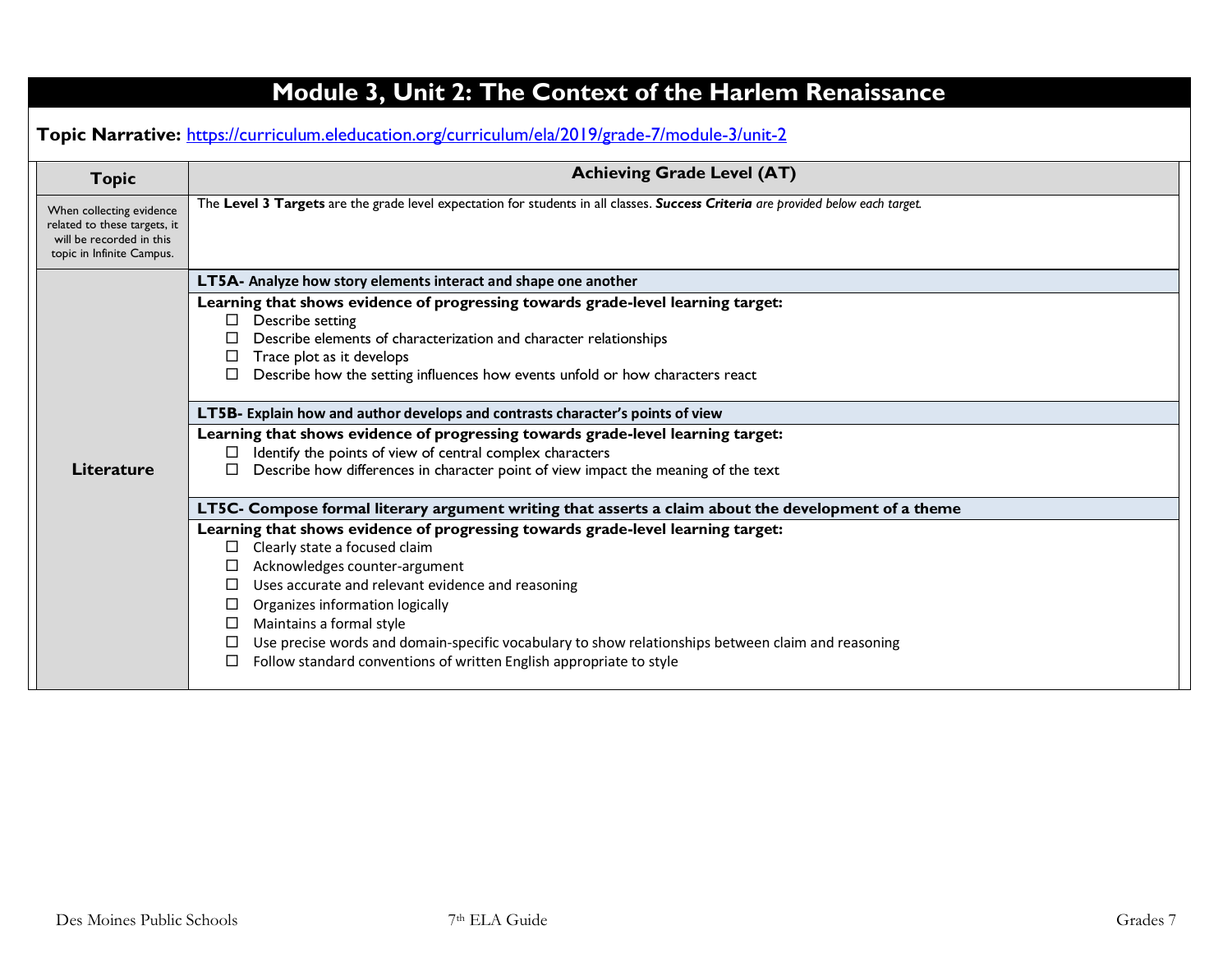# Module 3, Unit 2: The Context of the Harlem Renaissance

**Topic Narrative:** [https://curriculum.eleducation.org/curriculum/ela/2019/grade-7/module-3/unit-2](https://curriculum.eleducation.org/curriculum/ela/2019/grade-7/module-3/unit-2)

| Topic | Achieving Grade Level (AT) |
|---|---|
| When collecting evidence related to these targets, it will be recorded in this topic in Infinite Campus. | The **Level 3 Targets** are the grade level expectation for students in all classes. ***Success Criteria*** *are provided below each target.* |
| **Literature** | **LT5A- Analyze how story elements interact and shape one another** |
| | **Learning that shows evidence of progressing towards grade-level learning target:**<br>☐ Describe setting<br>☐ Describe elements of characterization and character relationships<br>☐ Trace plot as it develops<br>☐ Describe how the setting influences how events unfold or how characters react |
| | **LT5B- Explain how and author develops and contrasts character's points of view** |
| | **Learning that shows evidence of progressing towards grade-level learning target:**<br>☐ Identify the points of view of central complex characters<br>☐ Describe how differences in character point of view impact the meaning of the text |
| | **LT5C- Compose formal literary argument writing that asserts a claim about the development of a theme** |
| | **Learning that shows evidence of progressing towards grade-level learning target:**<br>☐ Clearly state a focused claim<br>☐ Acknowledges counter-argument<br>☐ Uses accurate and relevant evidence and reasoning<br>☐ Organizes information logically<br>☐ Maintains a formal style<br>☐ Use precise words and domain-specific vocabulary to show relationships between claim and reasoning<br>☐ Follow standard conventions of written English appropriate to style |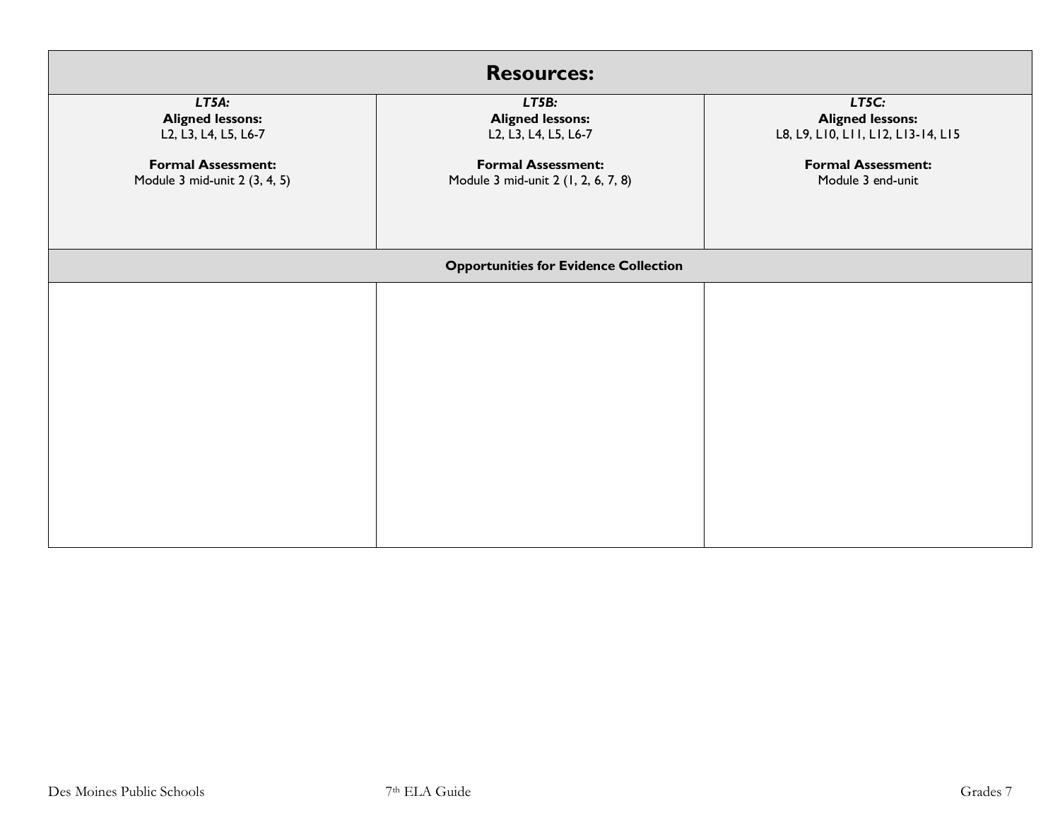| Resources: | | |
|---|---|---|
| ***LT5A:***<br>**Aligned lessons:**<br>L2, L3, L4, L5, L6-7<br><br>**Formal Assessment:**<br>Module 3 mid-unit 2 (3, 4, 5) | ***LT5B:***<br>**Aligned lessons:**<br>L2, L3, L4, L5, L6-7<br><br>**Formal Assessment:**<br>Module 3 mid-unit 2 (1, 2, 6, 7, 8) | ***LT5C:***<br>**Aligned lessons:**<br>L8, L9, L10, L11, L12, L13-14, L15<br><br>**Formal Assessment:**<br>Module 3 end-unit |
| **Opportunities for Evidence Collection** | | |
| | | |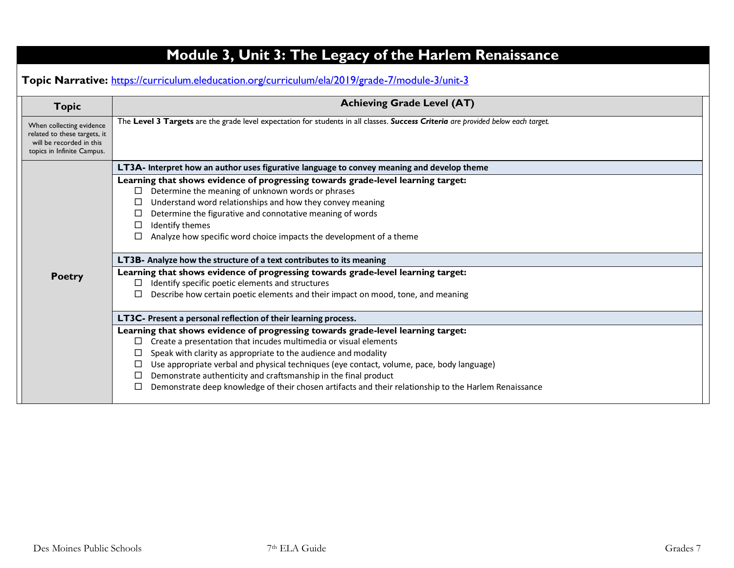# Module 3, Unit 3: The Legacy of the Harlem Renaissance

**Topic Narrative:** https://curriculum.eleducation.org/curriculum/ela/2019/grade-7/module-3/unit-3

| Topic | Achieving Grade Level (AT) |
|---|---|
| When collecting evidence related to these targets, it will be recorded in this topics in Infinite Campus. | The **Level 3 Targets** are the grade level expectation for students in all classes. ***Success Criteria*** *are provided below each target.* |
| **Poetry** | **LT3A- Interpret how an author uses figurative language to convey meaning and develop theme** |
| | **Learning that shows evidence of progressing towards grade-level learning target:**<br>☐ Determine the meaning of unknown words or phrases<br>☐ Understand word relationships and how they convey meaning<br>☐ Determine the figurative and connotative meaning of words<br>☐ Identify themes<br>☐ Analyze how specific word choice impacts the development of a theme |
| | **LT3B- Analyze how the structure of a text contributes to its meaning** |
| | **Learning that shows evidence of progressing towards grade-level learning target:**<br>☐ Identify specific poetic elements and structures<br>☐ Describe how certain poetic elements and their impact on mood, tone, and meaning |
| | **LT3C- Present a personal reflection of their learning process.** |
| | **Learning that shows evidence of progressing towards grade-level learning target:**<br>☐ Create a presentation that incudes multimedia or visual elements<br>☐ Speak with clarity as appropriate to the audience and modality<br>☐ Use appropriate verbal and physical techniques (eye contact, volume, pace, body language)<br>☐ Demonstrate authenticity and craftsmanship in the final product<br>☐ Demonstrate deep knowledge of their chosen artifacts and their relationship to the Harlem Renaissance |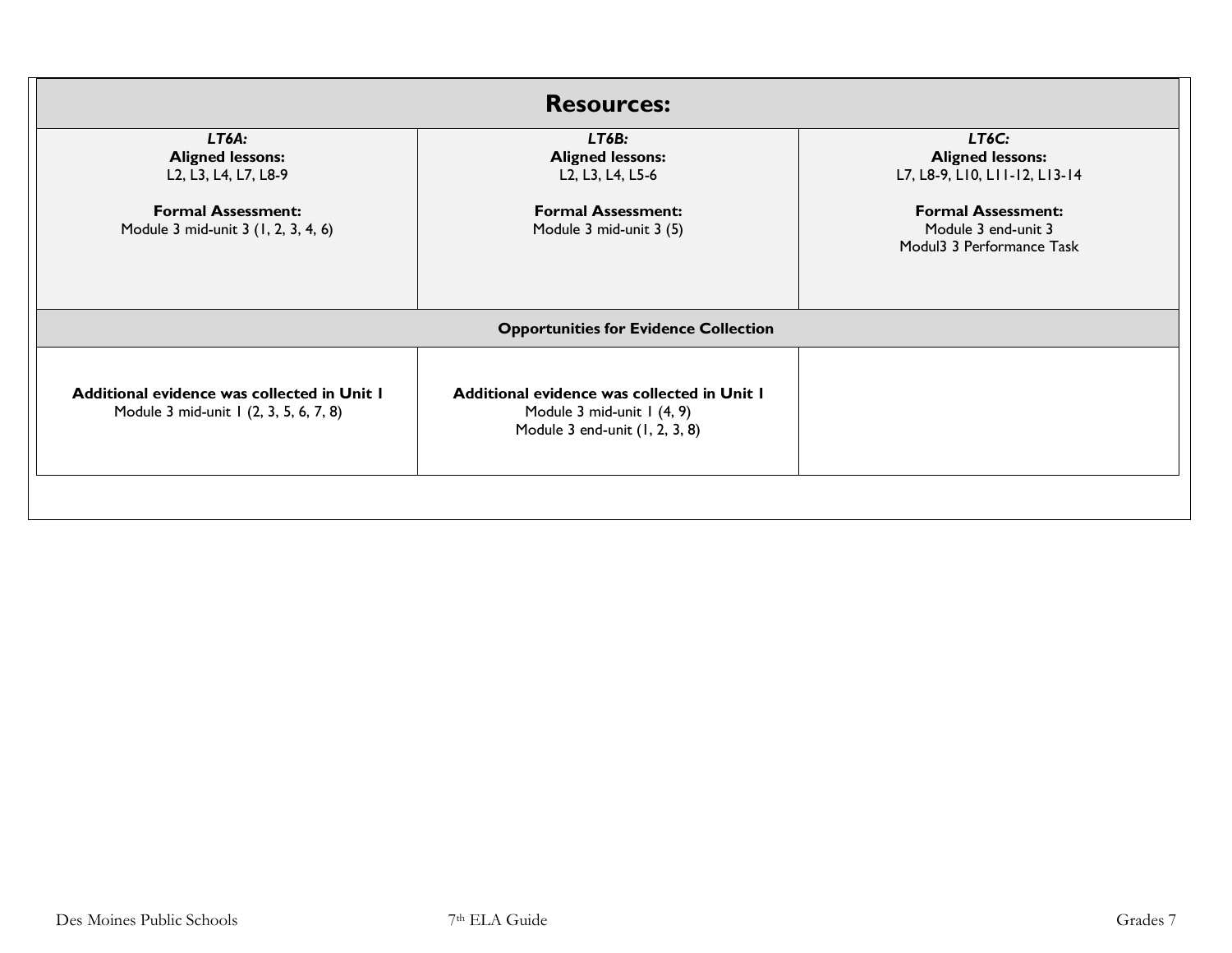| Resources: | | |
|---|---|---|
| ***LT6A:***<br>**Aligned lessons:**<br>L2, L3, L4, L7, L8-9<br><br>**Formal Assessment:**<br>Module 3 mid-unit 3 (1, 2, 3, 4, 6) | ***LT6B:***<br>**Aligned lessons:**<br>L2, L3, L4, L5-6<br><br>**Formal Assessment:**<br>Module 3 mid-unit 3 (5) | ***LT6C:***<br>**Aligned lessons:**<br>L7, L8-9, L10, L11-12, L13-14<br><br>**Formal Assessment:**<br>Module 3 end-unit 3<br>Modul3 3 Performance Task |
| **Opportunities for Evidence Collection** | | |
| **Additional evidence was collected in Unit 1**<br>Module 3 mid-unit 1 (2, 3, 5, 6, 7, 8) | **Additional evidence was collected in Unit 1**<br>Module 3 mid-unit 1 (4, 9)<br>Module 3 end-unit (1, 2, 3, 8) | |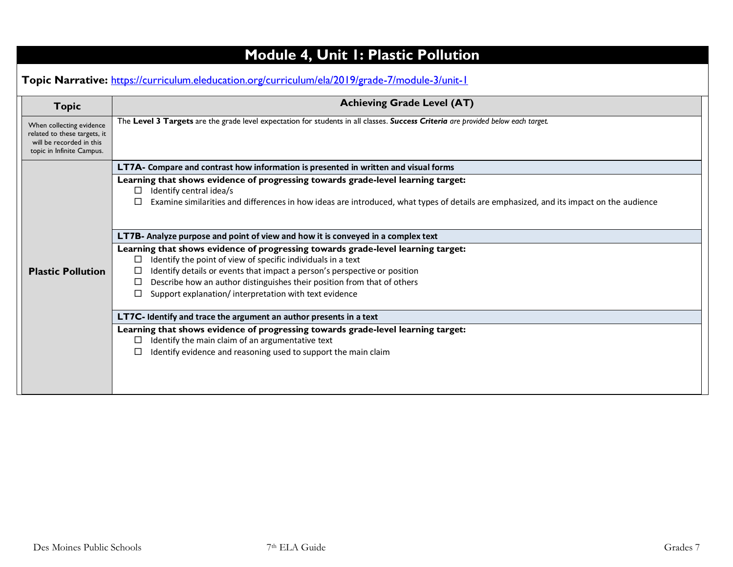# Module 4, Unit 1: Plastic Pollution

**Topic Narrative:** [https://curriculum.eleducation.org/curriculum/ela/2019/grade-7/module-3/unit-1](https://curriculum.eleducation.org/curriculum/ela/2019/grade-7/module-3/unit-1)

| Topic | Achieving Grade Level (AT) |
|---|---|
| When collecting evidence related to these targets, it will be recorded in this topic in Infinite Campus. | The **Level 3 Targets** are the grade level expectation for students in all classes. ***Success Criteria*** *are provided below each target.* |
| **Plastic Pollution** | **LT7A- Compare and contrast how information is presented in written and visual forms**<br>**Learning that shows evidence of progressing towards grade-level learning target:**<br>☐ Identify central idea/s<br>☐ Examine similarities and differences in how ideas are introduced, what types of details are emphasized, and its impact on the audience<br><br>**LT7B- Analyze purpose and point of view and how it is conveyed in a complex text**<br>**Learning that shows evidence of progressing towards grade-level learning target:**<br>☐ Identify the point of view of specific individuals in a text<br>☐ Identify details or events that impact a person's perspective or position<br>☐ Describe how an author distinguishes their position from that of others<br>☐ Support explanation/ interpretation with text evidence<br><br>**LT7C- Identify and trace the argument an author presents in a text**<br>**Learning that shows evidence of progressing towards grade-level learning target:**<br>☐ Identify the main claim of an argumentative text<br>☐ Identify evidence and reasoning used to support the main claim |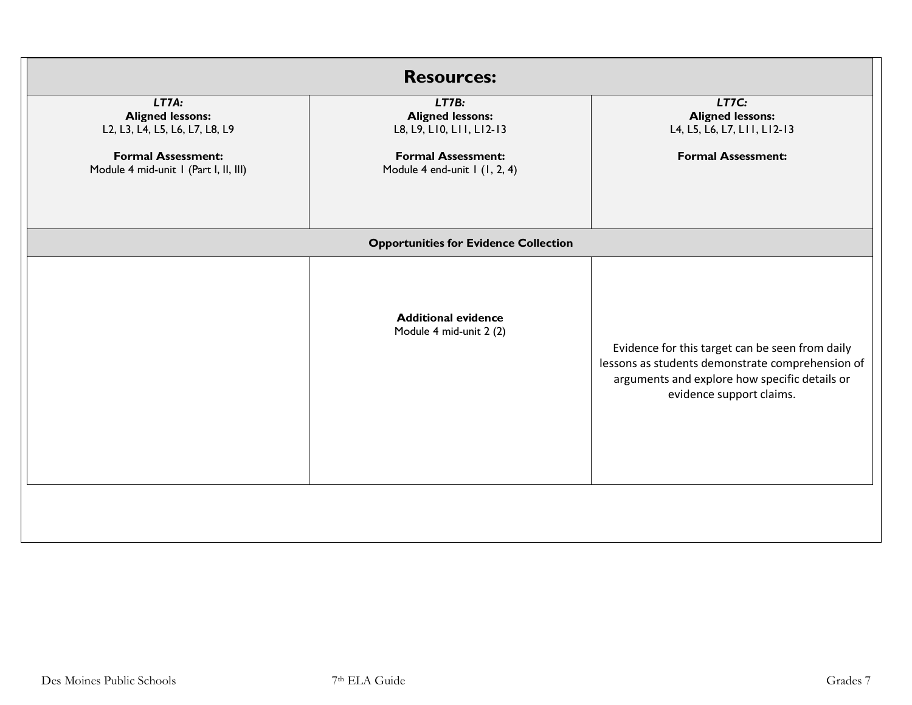| Resources: | | |
|---|---|---|
| ***LT7A:***<br>**Aligned lessons:**<br>L2, L3, L4, L5, L6, L7, L8, L9<br><br>**Formal Assessment:**<br>Module 4 mid-unit 1 (Part I, II, III) | ***LT7B:***<br>**Aligned lessons:**<br>L8, L9, L10, L11, L12-13<br><br>**Formal Assessment:**<br>Module 4 end-unit 1 (1, 2, 4) | ***LT7C:***<br>**Aligned lessons:**<br>L4, L5, L6, L7, L11, L12-13<br><br>**Formal Assessment:** |
| **Opportunities for Evidence Collection** | | |
| | **Additional evidence**<br>Module 4 mid-unit 2 (2) | Evidence for this target can be seen from daily lessons as students demonstrate comprehension of arguments and explore how specific details or evidence support claims. |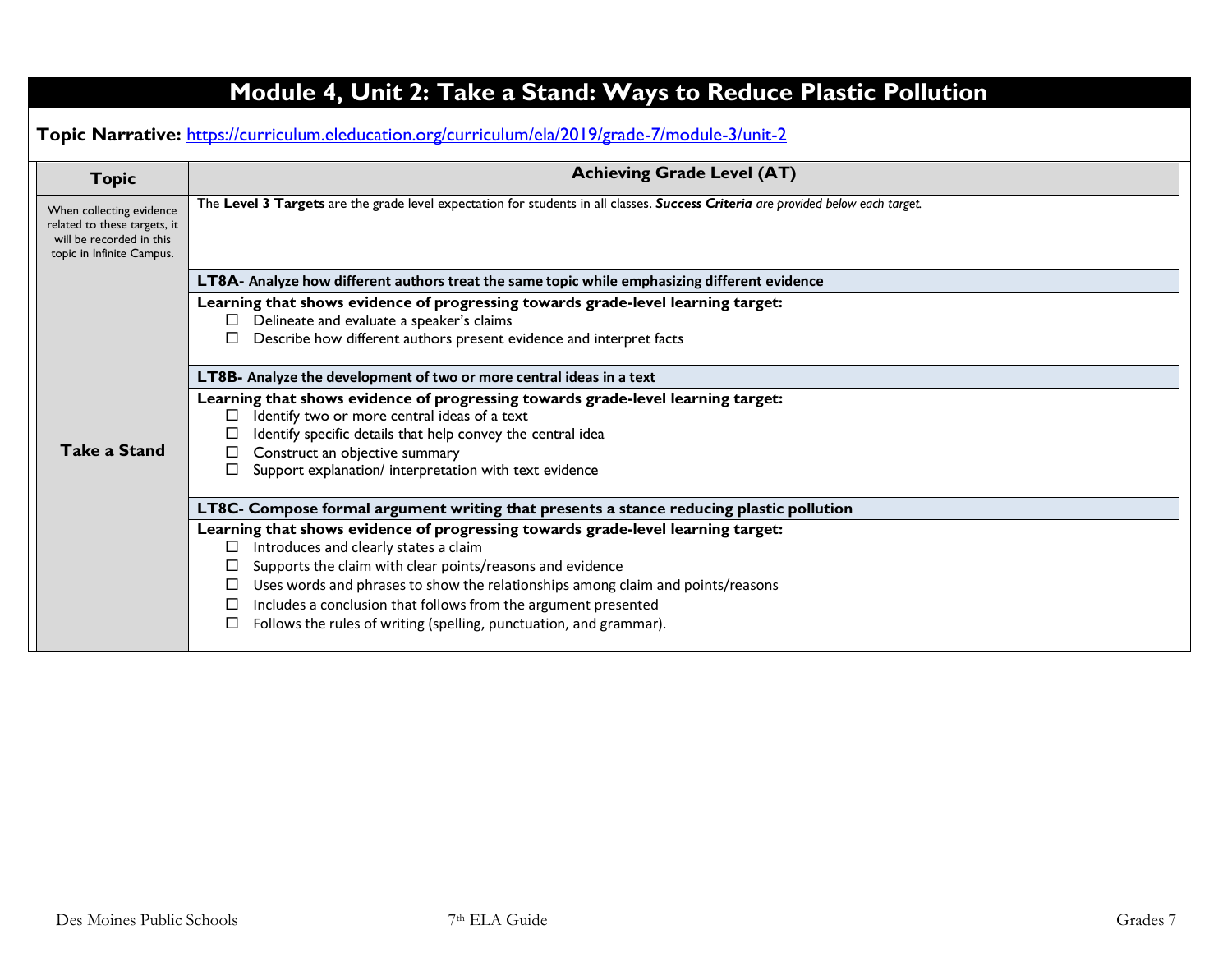# Module 4, Unit 2: Take a Stand: Ways to Reduce Plastic Pollution

**Topic Narrative:** [https://curriculum.eleducation.org/curriculum/ela/2019/grade-7/module-3/unit-2](https://curriculum.eleducation.org/curriculum/ela/2019/grade-7/module-3/unit-2)

| Topic | Achieving Grade Level (AT) |
|---|---|
| When collecting evidence related to these targets, it will be recorded in this topic in Infinite Campus. | The **Level 3 Targets** are the grade level expectation for students in all classes. ***Success Criteria** are provided below each target.* |
| **Take a Stand** | **LT8A- Analyze how different authors treat the same topic while emphasizing different evidence** |
| | **Learning that shows evidence of progressing towards grade-level learning target:**<br>☐ Delineate and evaluate a speaker's claims<br>☐ Describe how different authors present evidence and interpret facts |
| | **LT8B- Analyze the development of two or more central ideas in a text** |
| | **Learning that shows evidence of progressing towards grade-level learning target:**<br>☐ Identify two or more central ideas of a text<br>☐ Identify specific details that help convey the central idea<br>☐ Construct an objective summary<br>☐ Support explanation/ interpretation with text evidence |
| | **LT8C- Compose formal argument writing that presents a stance reducing plastic pollution** |
| | **Learning that shows evidence of progressing towards grade-level learning target:**<br>☐ Introduces and clearly states a claim<br>☐ Supports the claim with clear points/reasons and evidence<br>☐ Uses words and phrases to show the relationships among claim and points/reasons<br>☐ Includes a conclusion that follows from the argument presented<br>☐ Follows the rules of writing (spelling, punctuation, and grammar). |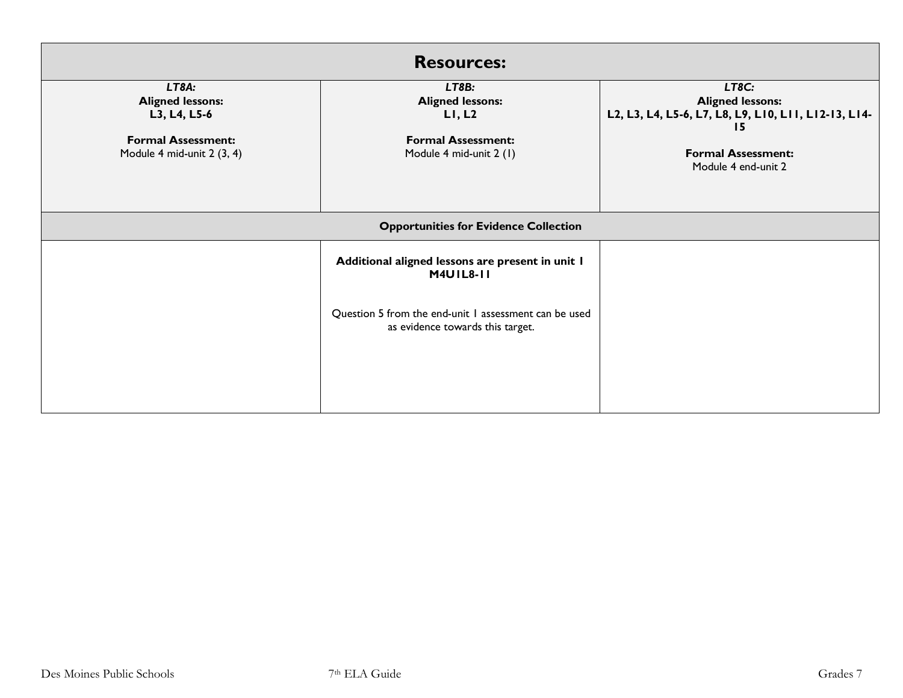| Resources: | | |
|---|---|---|
| ***LT8A:***<br>**Aligned lessons:**<br>**L3, L4, L5-6**<br><br>**Formal Assessment:**<br>Module 4 mid-unit 2 (3, 4) | ***LT8B:***<br>**Aligned lessons:**<br>**L1, L2**<br><br>**Formal Assessment:**<br>Module 4 mid-unit 2 (1) | ***LT8C:***<br>**Aligned lessons:**<br>**L2, L3, L4, L5-6, L7, L8, L9, L10, L11, L12-13, L14-15**<br><br>**Formal Assessment:**<br>Module 4 end-unit 2 |
| **Opportunities for Evidence Collection** | | |
| | **Additional aligned lessons are present in unit 1 M4U1L8-11**<br><br>Question 5 from the end-unit 1 assessment can be used as evidence towards this target. | |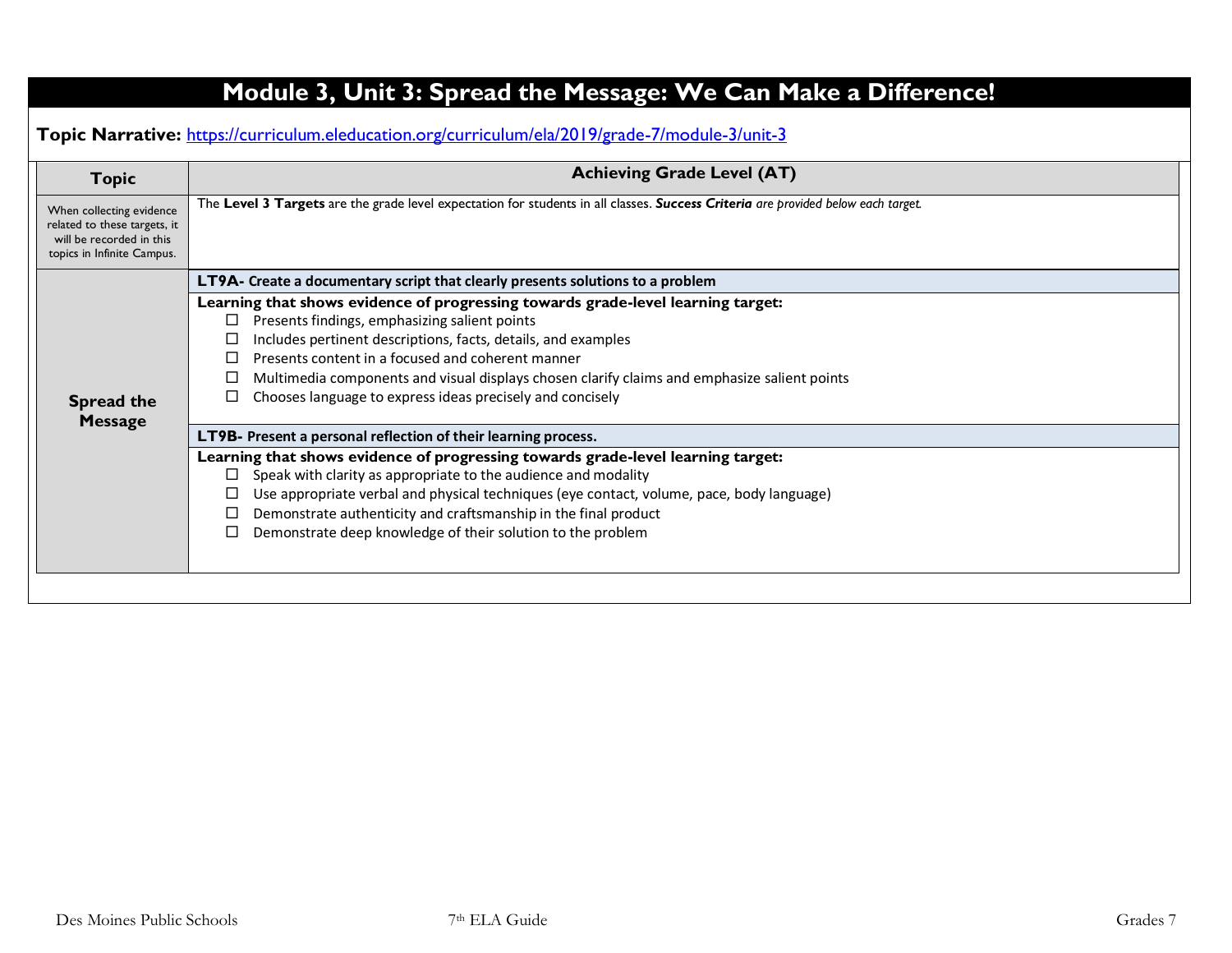# Module 3, Unit 3: Spread the Message: We Can Make a Difference!

**Topic Narrative:** [https://curriculum.eleducation.org/curriculum/ela/2019/grade-7/module-3/unit-3](https://curriculum.eleducation.org/curriculum/ela/2019/grade-7/module-3/unit-3)

| Topic | Achieving Grade Level (AT) |
|---|---|
| When collecting evidence related to these targets, it will be recorded in this topics in Infinite Campus. | The **Level 3 Targets** are the grade level expectation for students in all classes. ***Success Criteria*** *are provided below each target.* |
| **Spread the Message** | **LT9A- Create a documentary script that clearly presents solutions to a problem** |
| | **Learning that shows evidence of progressing towards grade-level learning target:**<br>☐ Presents findings, emphasizing salient points<br>☐ Includes pertinent descriptions, facts, details, and examples<br>☐ Presents content in a focused and coherent manner<br>☐ Multimedia components and visual displays chosen clarify claims and emphasize salient points<br>☐ Chooses language to express ideas precisely and concisely |
| | **LT9B- Present a personal reflection of their learning process.** |
| | **Learning that shows evidence of progressing towards grade-level learning target:**<br>☐ Speak with clarity as appropriate to the audience and modality<br>☐ Use appropriate verbal and physical techniques (eye contact, volume, pace, body language)<br>☐ Demonstrate authenticity and craftsmanship in the final product<br>☐ Demonstrate deep knowledge of their solution to the problem |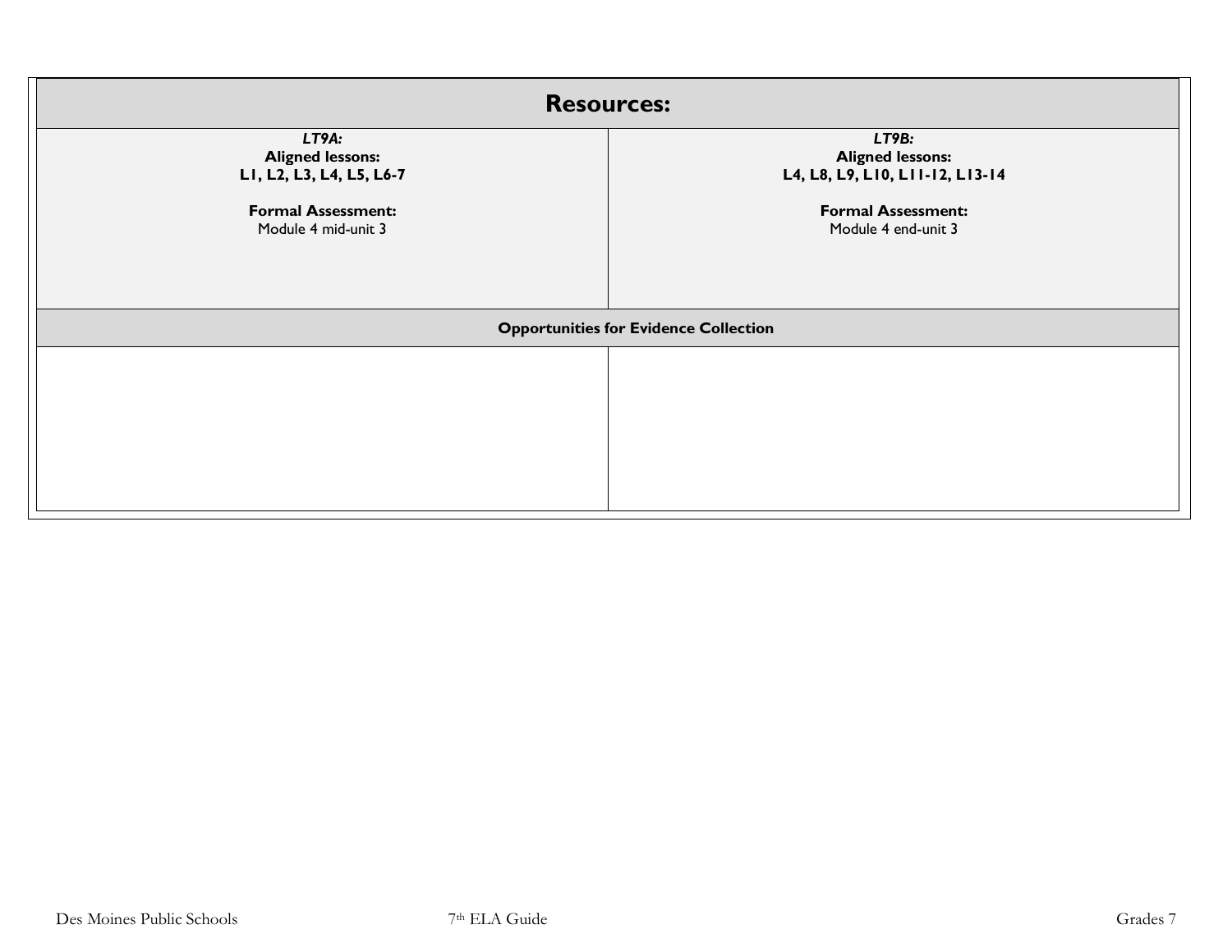| Resources: | |
|---|---|
| ***LT9A:***<br>**Aligned lessons:**<br>**L1, L2, L3, L4, L5, L6-7**<br><br>**Formal Assessment:**<br>Module 4 mid-unit 3 | ***LT9B:***<br>**Aligned lessons:**<br>**L4, L8, L9, L10, L11-12, L13-14**<br><br>**Formal Assessment:**<br>Module 4 end-unit 3 |
| **Opportunities for Evidence Collection** | |
| | |